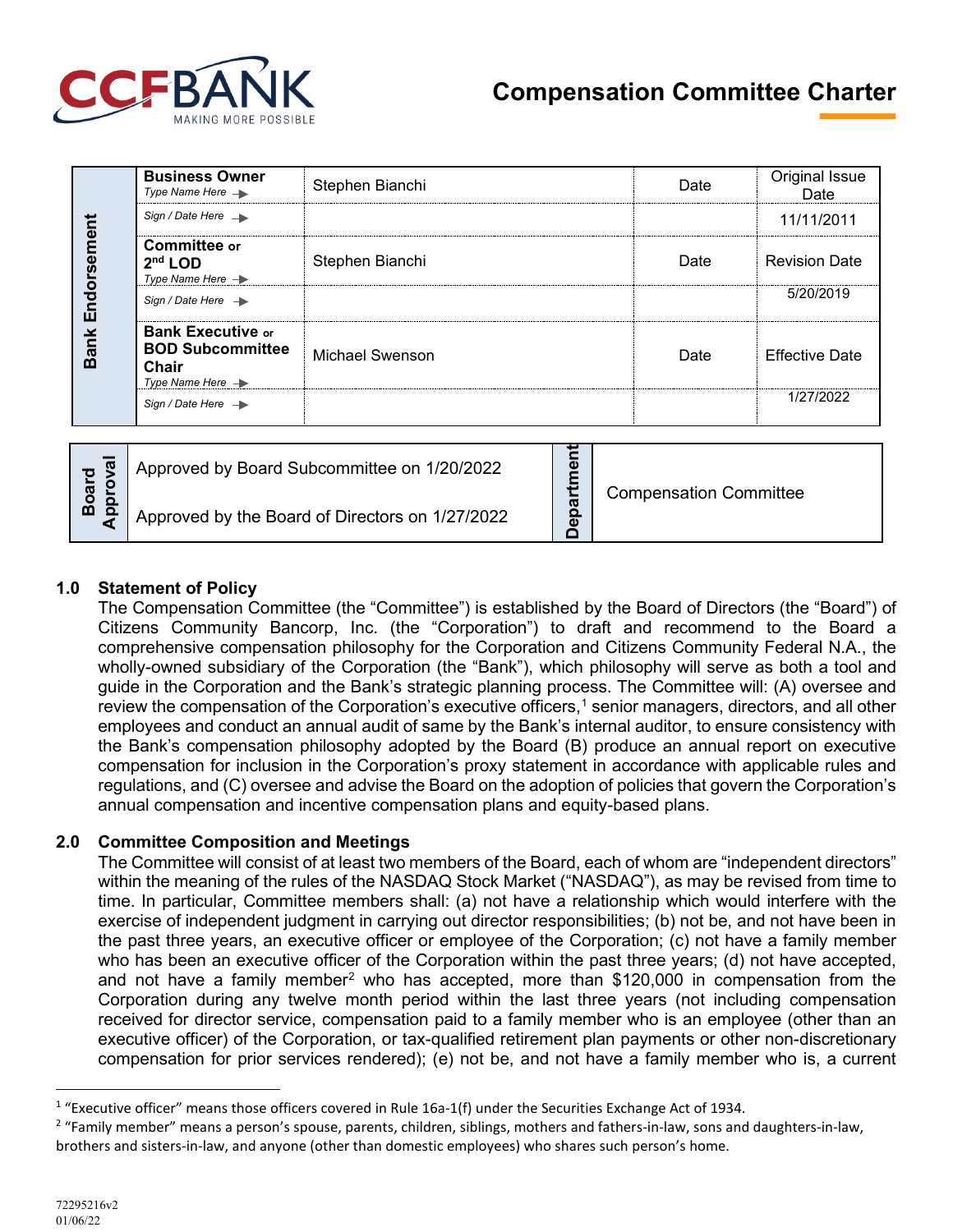# Compensation Committee Charter

| Bank Endorsement | | | | |
|---|---|---|---|---|
| | **Business Owner** *Type Name Here* | Stephen Bianchi | Date | Original Issue Date |
| | *Sign / Date Here* | | | 11/11/2011 |
| | **Committee** or **2nd LOD** *Type Name Here* | Stephen Bianchi | Date | Revision Date |
| | *Sign / Date Here* | | | 5/20/2019 |
| | **Bank Executive** or **BOD Subcommittee Chair** *Type Name Here* | Michael Swenson | Date | Effective Date |
| | *Sign / Date Here* | | | 1/27/2022 |

| Board Approval | | Department | |
|---|---|---|---|
| | Approved by Board Subcommittee on 1/20/2022<br>Approved by the Board of Directors on 1/27/2022 | | Compensation Committee |

## 1.0 Statement of Policy

The Compensation Committee (the "Committee") is established by the Board of Directors (the "Board") of Citizens Community Bancorp, Inc. (the "Corporation") to draft and recommend to the Board a comprehensive compensation philosophy for the Corporation and Citizens Community Federal N.A., the wholly-owned subsidiary of the Corporation (the "Bank"), which philosophy will serve as both a tool and guide in the Corporation and the Bank's strategic planning process. The Committee will: (A) oversee and review the compensation of the Corporation's executive officers,[1] senior managers, directors, and all other employees and conduct an annual audit of same by the Bank's internal auditor, to ensure consistency with the Bank's compensation philosophy adopted by the Board (B) produce an annual report on executive compensation for inclusion in the Corporation's proxy statement in accordance with applicable rules and regulations, and (C) oversee and advise the Board on the adoption of policies that govern the Corporation's annual compensation and incentive compensation plans and equity-based plans.

## 2.0 Committee Composition and Meetings

The Committee will consist of at least two members of the Board, each of whom are "independent directors" within the meaning of the rules of the NASDAQ Stock Market ("NASDAQ"), as may be revised from time to time. In particular, Committee members shall: (a) not have a relationship which would interfere with the exercise of independent judgment in carrying out director responsibilities; (b) not be, and not have been in the past three years, an executive officer or employee of the Corporation; (c) not have a family member who has been an executive officer of the Corporation within the past three years; (d) not have accepted, and not have a family member[2] who has accepted, more than $120,000 in compensation from the Corporation during any twelve month period within the last three years (not including compensation received for director service, compensation paid to a family member who is an employee (other than an executive officer) of the Corporation, or tax-qualified retirement plan payments or other non-discretionary compensation for prior services rendered); (e) not be, and not have a family member who is, a current

---

[1] "Executive officer" means those officers covered in Rule 16a-1(f) under the Securities Exchange Act of 1934.

[2] "Family member" means a person's spouse, parents, children, siblings, mothers and fathers-in-law, sons and daughters-in-law, brothers and sisters-in-law, and anyone (other than domestic employees) who shares such person's home.

72295216v2
01/06/22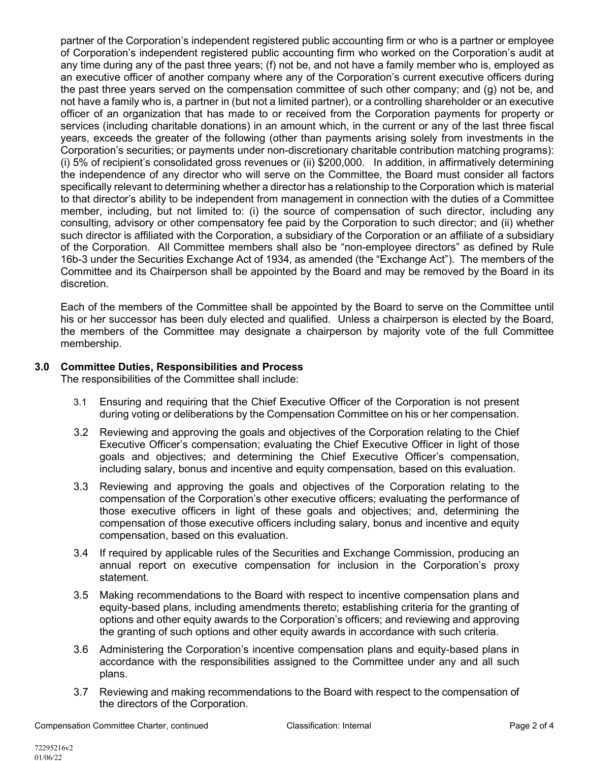partner of the Corporation's independent registered public accounting firm or who is a partner or employee of Corporation's independent registered public accounting firm who worked on the Corporation's audit at any time during any of the past three years; (f) not be, and not have a family member who is, employed as an executive officer of another company where any of the Corporation's current executive officers during the past three years served on the compensation committee of such other company; and (g) not be, and not have a family who is, a partner in (but not a limited partner), or a controlling shareholder or an executive officer of an organization that has made to or received from the Corporation payments for property or services (including charitable donations) in an amount which, in the current or any of the last three fiscal years, exceeds the greater of the following (other than payments arising solely from investments in the Corporation's securities; or payments under non-discretionary charitable contribution matching programs): (i) 5% of recipient's consolidated gross revenues or (ii) $200,000. In addition, in affirmatively determining the independence of any director who will serve on the Committee, the Board must consider all factors specifically relevant to determining whether a director has a relationship to the Corporation which is material to that director's ability to be independent from management in connection with the duties of a Committee member, including, but not limited to: (i) the source of compensation of such director, including any consulting, advisory or other compensatory fee paid by the Corporation to such director; and (ii) whether such director is affiliated with the Corporation, a subsidiary of the Corporation or an affiliate of a subsidiary of the Corporation. All Committee members shall also be "non-employee directors" as defined by Rule 16b-3 under the Securities Exchange Act of 1934, as amended (the "Exchange Act"). The members of the Committee and its Chairperson shall be appointed by the Board and may be removed by the Board in its discretion.

Each of the members of the Committee shall be appointed by the Board to serve on the Committee until his or her successor has been duly elected and qualified. Unless a chairperson is elected by the Board, the members of the Committee may designate a chairperson by majority vote of the full Committee membership.

## 3.0 Committee Duties, Responsibilities and Process

The responsibilities of the Committee shall include:

3.1 Ensuring and requiring that the Chief Executive Officer of the Corporation is not present during voting or deliberations by the Compensation Committee on his or her compensation.

3.2 Reviewing and approving the goals and objectives of the Corporation relating to the Chief Executive Officer's compensation; evaluating the Chief Executive Officer in light of those goals and objectives; and determining the Chief Executive Officer's compensation, including salary, bonus and incentive and equity compensation, based on this evaluation.

3.3 Reviewing and approving the goals and objectives of the Corporation relating to the compensation of the Corporation's other executive officers; evaluating the performance of those executive officers in light of these goals and objectives; and, determining the compensation of those executive officers including salary, bonus and incentive and equity compensation, based on this evaluation.

3.4 If required by applicable rules of the Securities and Exchange Commission, producing an annual report on executive compensation for inclusion in the Corporation's proxy statement.

3.5 Making recommendations to the Board with respect to incentive compensation plans and equity-based plans, including amendments thereto; establishing criteria for the granting of options and other equity awards to the Corporation's officers; and reviewing and approving the granting of such options and other equity awards in accordance with such criteria.

3.6 Administering the Corporation's incentive compensation plans and equity-based plans in accordance with the responsibilities assigned to the Committee under any and all such plans.

3.7 Reviewing and making recommendations to the Board with respect to the compensation of the directors of the Corporation.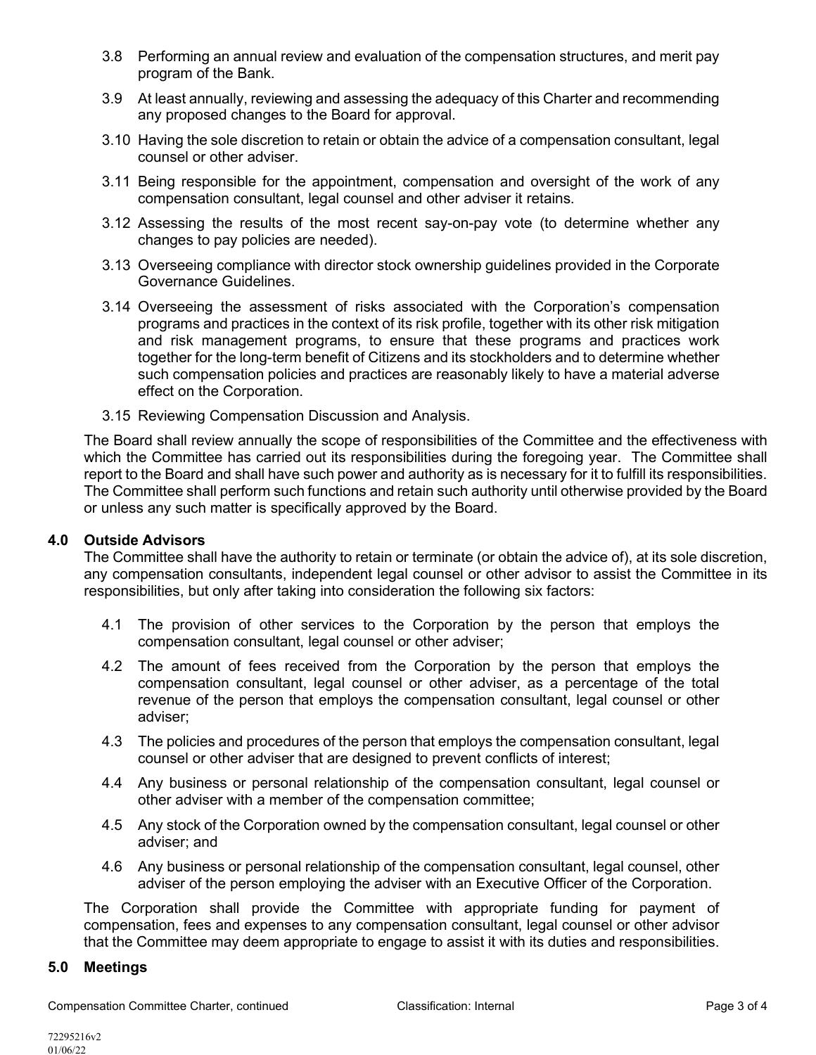3.8 Performing an annual review and evaluation of the compensation structures, and merit pay program of the Bank.

3.9 At least annually, reviewing and assessing the adequacy of this Charter and recommending any proposed changes to the Board for approval.

3.10 Having the sole discretion to retain or obtain the advice of a compensation consultant, legal counsel or other adviser.

3.11 Being responsible for the appointment, compensation and oversight of the work of any compensation consultant, legal counsel and other adviser it retains.

3.12 Assessing the results of the most recent say-on-pay vote (to determine whether any changes to pay policies are needed).

3.13 Overseeing compliance with director stock ownership guidelines provided in the Corporate Governance Guidelines.

3.14 Overseeing the assessment of risks associated with the Corporation's compensation programs and practices in the context of its risk profile, together with its other risk mitigation and risk management programs, to ensure that these programs and practices work together for the long-term benefit of Citizens and its stockholders and to determine whether such compensation policies and practices are reasonably likely to have a material adverse effect on the Corporation.

3.15 Reviewing Compensation Discussion and Analysis.

The Board shall review annually the scope of responsibilities of the Committee and the effectiveness with which the Committee has carried out its responsibilities during the foregoing year. The Committee shall report to the Board and shall have such power and authority as is necessary for it to fulfill its responsibilities. The Committee shall perform such functions and retain such authority until otherwise provided by the Board or unless any such matter is specifically approved by the Board.

## 4.0 Outside Advisors

The Committee shall have the authority to retain or terminate (or obtain the advice of), at its sole discretion, any compensation consultants, independent legal counsel or other advisor to assist the Committee in its responsibilities, but only after taking into consideration the following six factors:

4.1 The provision of other services to the Corporation by the person that employs the compensation consultant, legal counsel or other adviser;

4.2 The amount of fees received from the Corporation by the person that employs the compensation consultant, legal counsel or other adviser, as a percentage of the total revenue of the person that employs the compensation consultant, legal counsel or other adviser;

4.3 The policies and procedures of the person that employs the compensation consultant, legal counsel or other adviser that are designed to prevent conflicts of interest;

4.4 Any business or personal relationship of the compensation consultant, legal counsel or other adviser with a member of the compensation committee;

4.5 Any stock of the Corporation owned by the compensation consultant, legal counsel or other adviser; and

4.6 Any business or personal relationship of the compensation consultant, legal counsel, other adviser of the person employing the adviser with an Executive Officer of the Corporation.

The Corporation shall provide the Committee with appropriate funding for payment of compensation, fees and expenses to any compensation consultant, legal counsel or other advisor that the Committee may deem appropriate to engage to assist it with its duties and responsibilities.

## 5.0 Meetings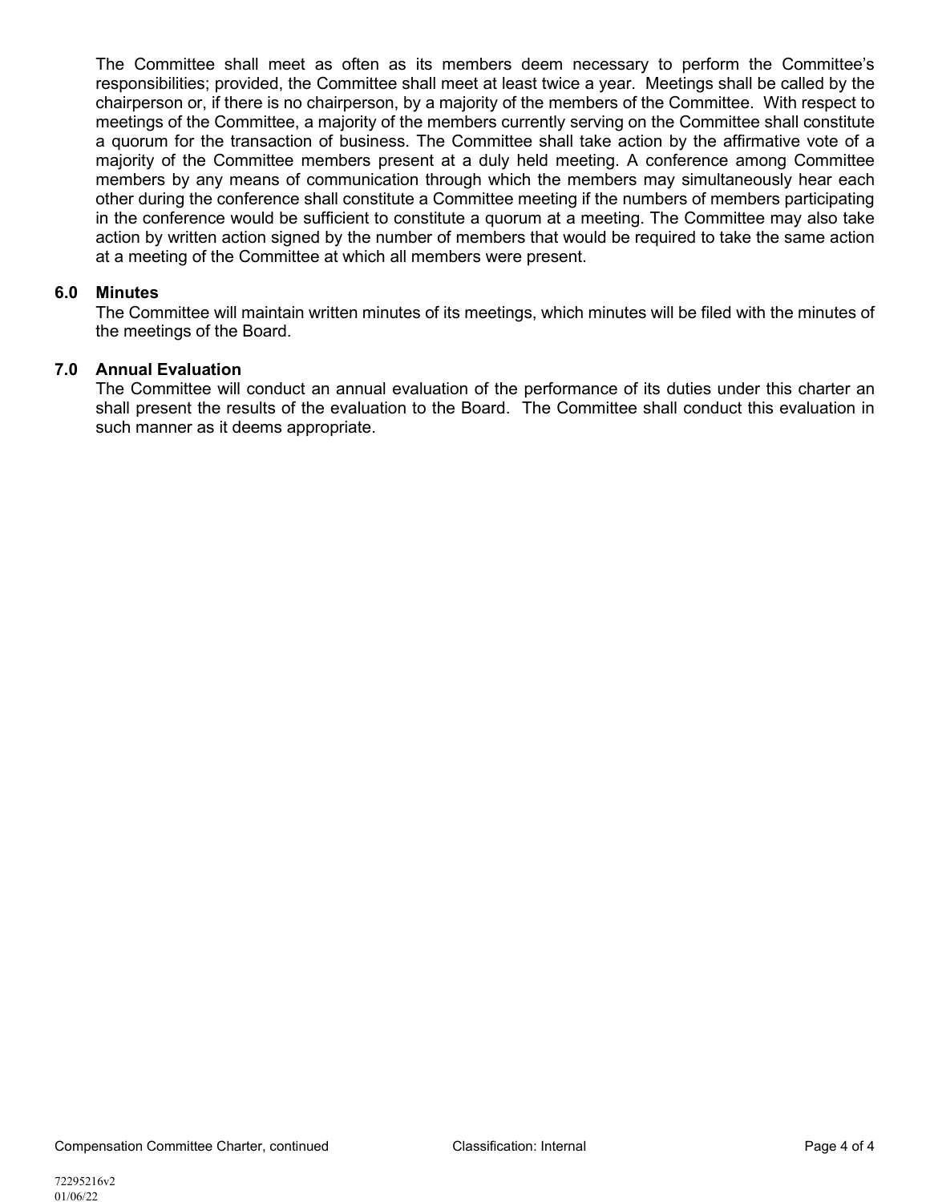The Committee shall meet as often as its members deem necessary to perform the Committee's responsibilities; provided, the Committee shall meet at least twice a year. Meetings shall be called by the chairperson or, if there is no chairperson, by a majority of the members of the Committee. With respect to meetings of the Committee, a majority of the members currently serving on the Committee shall constitute a quorum for the transaction of business. The Committee shall take action by the affirmative vote of a majority of the Committee members present at a duly held meeting. A conference among Committee members by any means of communication through which the members may simultaneously hear each other during the conference shall constitute a Committee meeting if the numbers of members participating in the conference would be sufficient to constitute a quorum at a meeting. The Committee may also take action by written action signed by the number of members that would be required to take the same action at a meeting of the Committee at which all members were present.

## 6.0 Minutes

The Committee will maintain written minutes of its meetings, which minutes will be filed with the minutes of the meetings of the Board.

## 7.0 Annual Evaluation

The Committee will conduct an annual evaluation of the performance of its duties under this charter an shall present the results of the evaluation to the Board. The Committee shall conduct this evaluation in such manner as it deems appropriate.